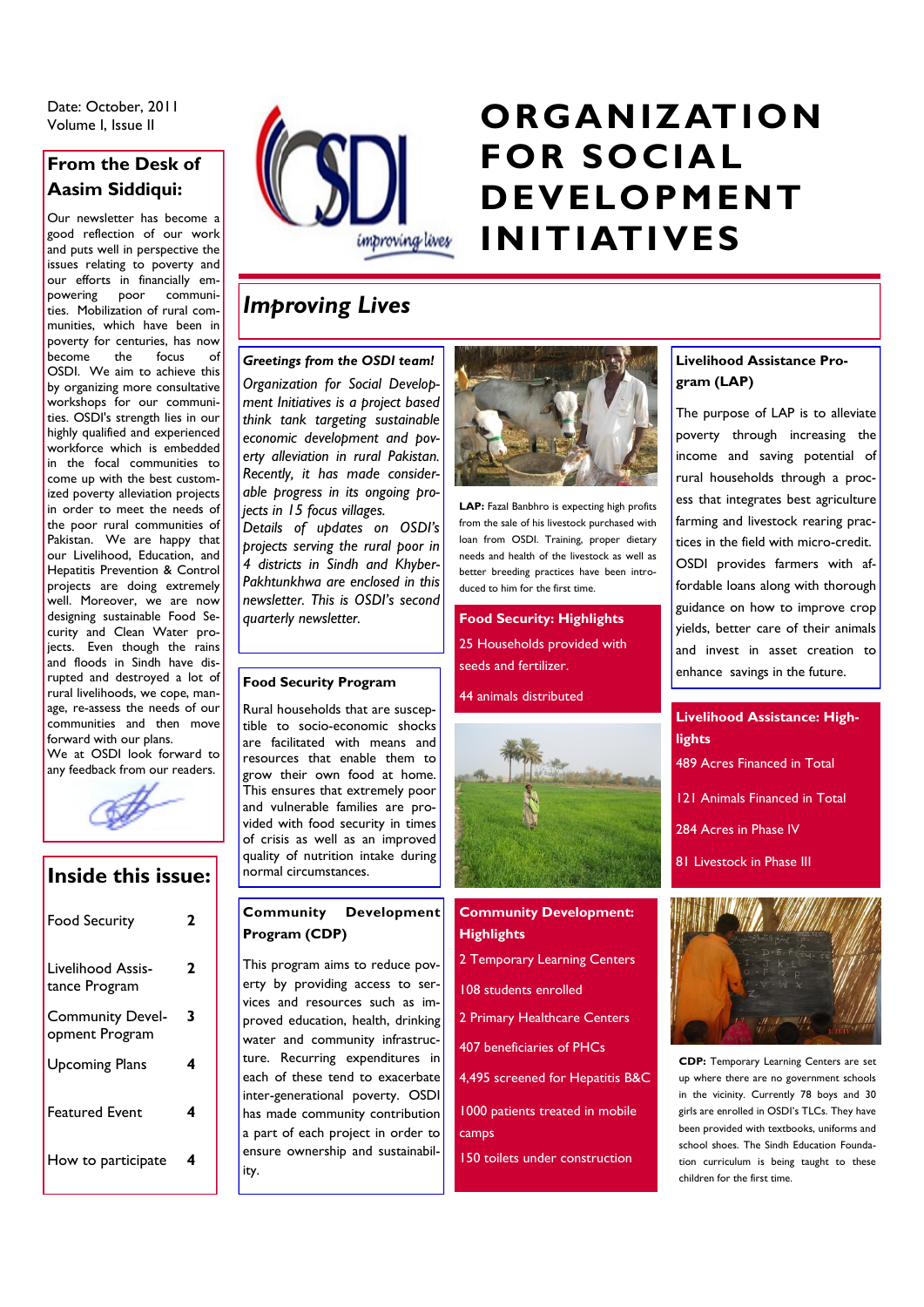Date: October, 2011
Volume I, Issue II

# ORGANIZATION FOR SOCIAL DEVELOPMENT INITIATIVES

## Improving Lives

### From the Desk of Aasim Siddiqui:

Our newsletter has become a good reflection of our work and puts well in perspective the issues relating to poverty and our efforts in financially empowering poor communities. Mobilization of rural communities, which have been in poverty for centuries, has now become the focus of OSDI. We aim to achieve this by organizing more consultative workshops for our communities. OSDI's strength lies in our highly qualified and experienced workforce which is embedded in the focal communities to come up with the best customized poverty alleviation projects in order to meet the needs of the poor rural communities of Pakistan. We are happy that our Livelihood, Education, and Hepatitis Prevention & Control projects are doing extremely well. Moreover, we are now designing sustainable Food Security and Clean Water projects. Even though the rains and floods in Sindh have disrupted and destroyed a lot of rural livelihoods, we cope, manage, re-assess the needs of our communities and then move forward with our plans.

We at OSDI look forward to any feedback from our readers.

### Inside this issue:

| | |
|---|---|
| Food Security | 2 |
| Livelihood Assistance Program | 2 |
| Community Development Program | 3 |
| Upcoming Plans | 4 |
| Featured Event | 4 |
| How to participate | 4 |

### *Greetings from the OSDI team!*

*Organization for Social Development Initiatives is a project based think tank targeting sustainable economic development and poverty alleviation in rural Pakistan. Recently, it has made considerable progress in its ongoing projects in 15 focus villages.*

*Details of updates on OSDI's projects serving the rural poor in 4 districts in Sindh and Khyber-Pakhtunkhwa are enclosed in this newsletter. This is OSDI's second quarterly newsletter.*

### Food Security Program

Rural households that are susceptible to socio-economic shocks are facilitated with means and resources that enable them to grow their own food at home. This ensures that extremely poor and vulnerable families are provided with food security in times of crisis as well as an improved quality of nutrition intake during normal circumstances.

### Community Development Program (CDP)

This program aims to reduce poverty by providing access to services and resources such as improved education, health, drinking water and community infrastructure. Recurring expenditures in each of these tend to exacerbate inter-generational poverty. OSDI has made community contribution a part of each project in order to ensure ownership and sustainability.

**LAP:** Fazal Banbhro is expecting high profits from the sale of his livestock purchased with loan from OSDI. Training, proper dietary needs and health of the livestock as well as better breeding practices have been introduced to him for the first time.

### Food Security: Highlights

25 Households provided with seeds and fertilizer.

44 animals distributed

### Community Development: Highlights

2 Temporary Learning Centers

108 students enrolled

2 Primary Healthcare Centers

407 beneficiaries of PHCs

4,495 screened for Hepatitis B&C

1000 patients treated in mobile camps

150 toilets under construction

### Livelihood Assistance Program (LAP)

The purpose of LAP is to alleviate poverty through increasing the income and saving potential of rural households through a process that integrates best agriculture farming and livestock rearing practices in the field with micro-credit. OSDI provides farmers with affordable loans along with thorough guidance on how to improve crop yields, better care of their animals and invest in asset creation to enhance savings in the future.

### Livelihood Assistance: Highlights

489 Acres Financed in Total

121 Animals Financed in Total

284 Acres in Phase IV

81 Livestock in Phase III

**CDP:** Temporary Learning Centers are set up where there are no government schools in the vicinity. Currently 78 boys and 30 girls are enrolled in OSDI's TLCs. They have been provided with textbooks, uniforms and school shoes. The Sindh Education Foundation curriculum is being taught to these children for the first time.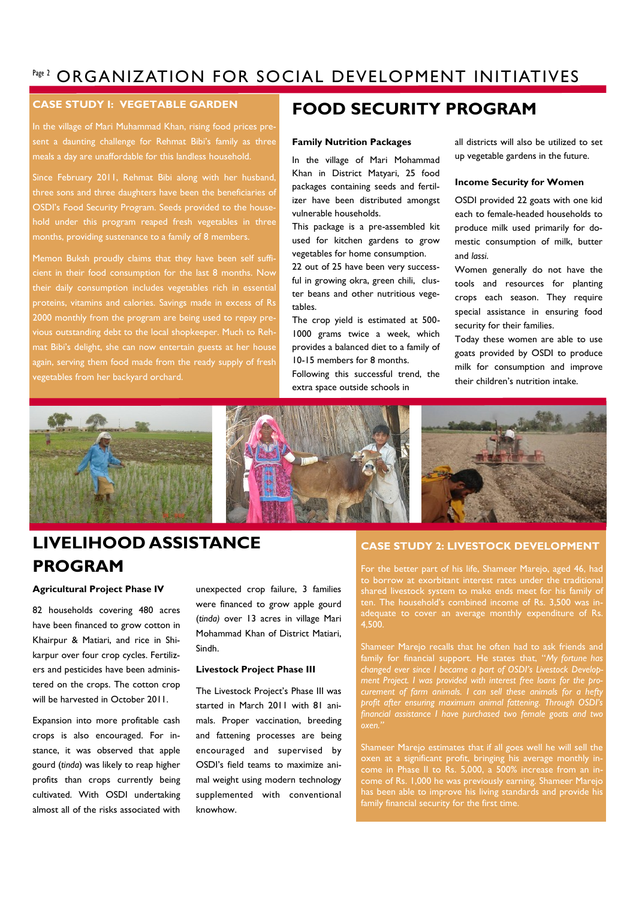## CASE STUDY I: VEGETABLE GARDEN

In the village of Mari Muhammad Khan, rising food prices present a daunting challenge for Rehmat Bibi's family as three meals a day are unaffordable for this landless household.

Since February 2011, Rehmat Bibi along with her husband, three sons and three daughters have been the beneficiaries of OSDI's Food Security Program. Seeds provided to the household under this program reaped fresh vegetables in three months, providing sustenance to a family of 8 members.

Memon Buksh proudly claims that they have been self sufficient in their food consumption for the last 8 months. Now their daily consumption includes vegetables rich in essential proteins, vitamins and calories. Savings made in excess of Rs 2000 monthly from the program are being used to repay previous outstanding debt to the local shopkeeper. Much to Rehmat Bibi's delight, she can now entertain guests at her house again, serving them food made from the ready supply of fresh vegetables from her backyard orchard.

# FOOD SECURITY PROGRAM

### Family Nutrition Packages

In the village of Mari Mohammad Khan in District Matyari, 25 food packages containing seeds and fertilizer have been distributed amongst vulnerable households.

This package is a pre-assembled kit used for kitchen gardens to grow vegetables for home consumption.

22 out of 25 have been very successful in growing okra, green chili, cluster beans and other nutritious vegetables.

The crop yield is estimated at 500-1000 grams twice a week, which provides a balanced diet to a family of 10-15 members for 8 months.

Following this successful trend, the extra space outside schools in all districts will also be utilized to set up vegetable gardens in the future.

### Income Security for Women

OSDI provided 22 goats with one kid each to female-headed households to produce milk used primarily for domestic consumption of milk, butter and *lassi*.

Women generally do not have the tools and resources for planting crops each season. They require special assistance in ensuring food security for their families.

Today these women are able to use goats provided by OSDI to produce milk for consumption and improve their children's nutrition intake.

# LIVELIHOOD ASSISTANCE PROGRAM

### Agricultural Project Phase IV

82 households covering 480 acres have been financed to grow cotton in Khairpur & Matiari, and rice in Shikarpur over four crop cycles. Fertilizers and pesticides have been administered on the crops. The cotton crop will be harvested in October 2011.

Expansion into more profitable cash crops is also encouraged. For instance, it was observed that apple gourd (*tinda*) was likely to reap higher profits than crops currently being cultivated. With OSDI undertaking almost all of the risks associated with unexpected crop failure, 3 families were financed to grow apple gourd (*tinda)* over 13 acres in village Mari Mohammad Khan of District Matiari, Sindh.

### Livestock Project Phase III

The Livestock Project's Phase III was started in March 2011 with 81 animals. Proper vaccination, breeding and fattening processes are being encouraged and supervised by OSDI's field teams to maximize animal weight using modern technology supplemented with conventional knowhow.

## CASE STUDY 2: LIVESTOCK DEVELOPMENT

For the better part of his life, Shameer Marejo, aged 46, had to borrow at exorbitant interest rates under the traditional shared livestock system to make ends meet for his family of ten. The household's combined income of Rs. 3,500 was inadequate to cover an average monthly expenditure of Rs. 4,500.

Shameer Marejo recalls that he often had to ask friends and family for financial support. He states that, *"My fortune has changed ever since I became a part of OSDI's Livestock Development Project. I was provided with interest free loans for the procurement of farm animals. I can sell these animals for a hefty profit after ensuring maximum animal fattening. Through OSDI's financial assistance I have purchased two female goats and two oxen."*

Shameer Marejo estimates that if all goes well he will sell the oxen at a significant profit, bringing his average monthly income in Phase II to Rs. 5,000, a 500% increase from an income of Rs. 1,000 he was previously earning. Shameer Marejo has been able to improve his living standards and provide his family financial security for the first time.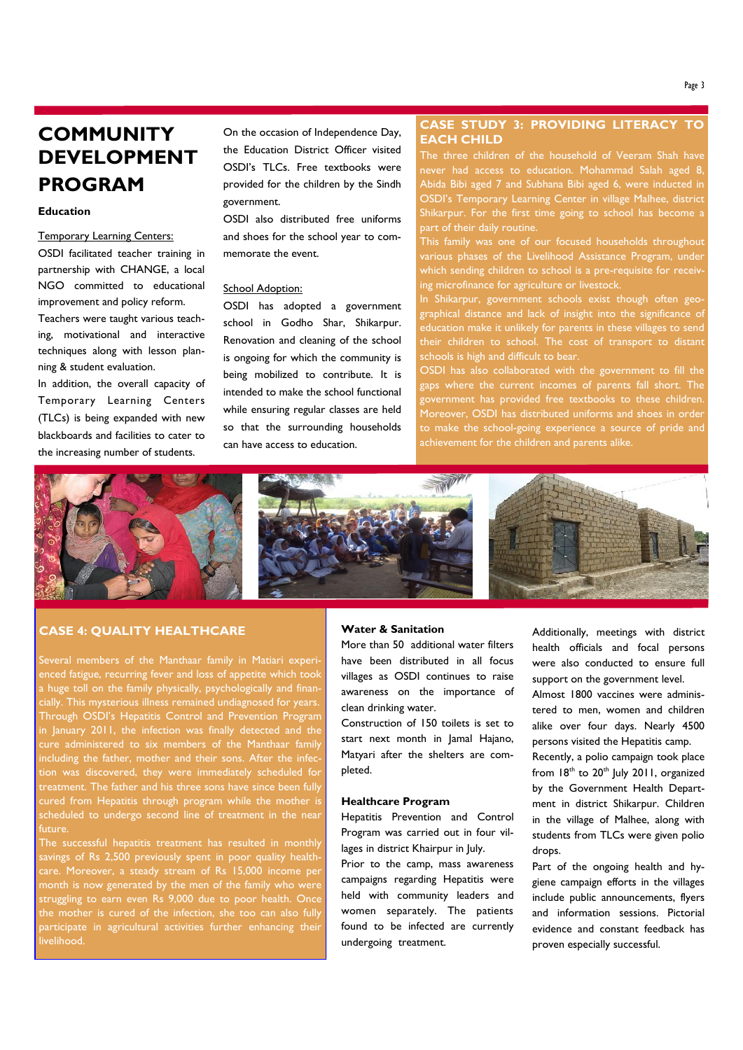# COMMUNITY DEVELOPMENT PROGRAM

### Education

Temporary Learning Centers:

OSDI facilitated teacher training in partnership with CHANGE, a local NGO committed to educational improvement and policy reform.

Teachers were taught various teaching, motivational and interactive techniques along with lesson planning & student evaluation.

In addition, the overall capacity of Temporary Learning Centers (TLCs) is being expanded with new blackboards and facilities to cater to the increasing number of students.

On the occasion of Independence Day, the Education District Officer visited OSDI's TLCs. Free textbooks were provided for the children by the Sindh government.

OSDI also distributed free uniforms and shoes for the school year to commemorate the event.

School Adoption:

OSDI has adopted a government school in Godho Shar, Shikarpur. Renovation and cleaning of the school is ongoing for which the community is being mobilized to contribute. It is intended to make the school functional while ensuring regular classes are held so that the surrounding households can have access to education.

## CASE STUDY 3: PROVIDING LITERACY TO EACH CHILD

The three children of the household of Veeram Shah have never had access to education. Mohammad Salah aged 8, Abida Bibi aged 7 and Subhana Bibi aged 6, were inducted in OSDI's Temporary Learning Center in village Malhee, district Shikarpur. For the first time going to school has become a part of their daily routine.

This family was one of our focused households throughout various phases of the Livelihood Assistance Program, under which sending children to school is a pre-requisite for receiving microfinance for agriculture or livestock.

In Shikarpur, government schools exist though often geographical distance and lack of insight into the significance of education make it unlikely for parents in these villages to send their children to school. The cost of transport to distant schools is high and difficult to bear.

OSDI has also collaborated with the government to fill the gaps where the current incomes of parents fall short. The government has provided free textbooks to these children. Moreover, OSDI has distributed uniforms and shoes in order to make the school-going experience a source of pride and achievement for the children and parents alike.

## CASE 4: QUALITY HEALTHCARE

Several members of the Manthaar family in Matiari experienced fatigue, recurring fever and loss of appetite which took a huge toll on the family physically, psychologically and financially. This mysterious illness remained undiagnosed for years. Through OSDI's Hepatitis Control and Prevention Program in January 2011, the infection was finally detected and the cure administered to six members of the Manthaar family including the father, mother and their sons. After the infection was discovered, they were immediately scheduled for treatment. The father and his three sons have since been fully cured from Hepatitis through program while the mother is scheduled to undergo second line of treatment in the near future.

The successful hepatitis treatment has resulted in monthly savings of Rs 2,500 previously spent in poor quality healthcare. Moreover, a steady stream of Rs 15,000 income per month is now generated by the men of the family who were struggling to earn even Rs 9,000 due to poor health. Once the mother is cured of the infection, she too can also fully participate in agricultural activities further enhancing their livelihood.

### Water & Sanitation

More than 50 additional water filters have been distributed in all focus villages as OSDI continues to raise awareness on the importance of clean drinking water.

Construction of 150 toilets is set to start next month in Jamal Hajano, Matyari after the shelters are completed.

### Healthcare Program

Hepatitis Prevention and Control Program was carried out in four villages in district Khairpur in July.

Prior to the camp, mass awareness campaigns regarding Hepatitis were held with community leaders and women separately. The patients found to be infected are currently undergoing treatment.

Additionally, meetings with district health officials and focal persons were also conducted to ensure full support on the government level.

Almost 1800 vaccines were administered to men, women and children alike over four days. Nearly 4500 persons visited the Hepatitis camp.

Recently, a polio campaign took place from 18th to 20th July 2011, organized by the Government Health Department in district Shikarpur. Children in the village of Malhee, along with students from TLCs were given polio drops.

Part of the ongoing health and hygiene campaign efforts in the villages include public announcements, flyers and information sessions. Pictorial evidence and constant feedback has proven especially successful.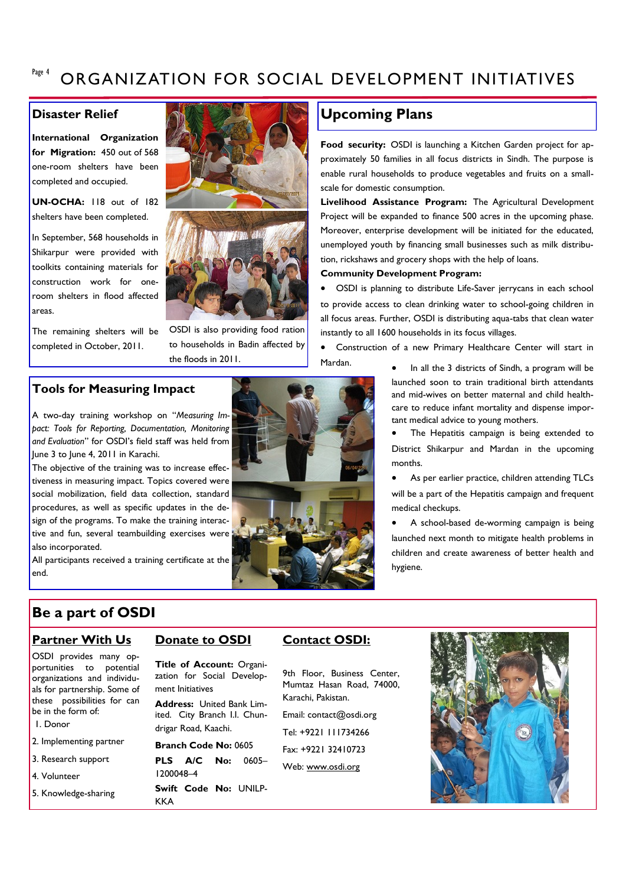## Disaster Relief

**International Organization for Migration:** 450 out of 568 one-room shelters have been completed and occupied.

**UN-OCHA:** 118 out of 182 shelters have been completed.

In September, 568 households in Shikarpur were provided with toolkits containing materials for construction work for one-room shelters in flood affected areas.

The remaining shelters will be completed in October, 2011.

OSDI is also providing food ration to households in Badin affected by the floods in 2011.

## Upcoming Plans

**Food security:** OSDI is launching a Kitchen Garden project for approximately 50 families in all focus districts in Sindh. The purpose is enable rural households to produce vegetables and fruits on a small-scale for domestic consumption.

**Livelihood Assistance Program:** The Agricultural Development Project will be expanded to finance 500 acres in the upcoming phase. Moreover, enterprise development will be initiated for the educated, unemployed youth by financing small businesses such as milk distribution, rickshaws and grocery shops with the help of loans.

**Community Development Program:**

- OSDI is planning to distribute Life-Saver jerrycans in each school to provide access to clean drinking water to school-going children in all focus areas. Further, OSDI is distributing aqua-tabs that clean water instantly to all 1600 households in its focus villages.
- Construction of a new Primary Healthcare Center will start in Mardan.
- In all the 3 districts of Sindh, a program will be launched soon to train traditional birth attendants and mid-wives on better maternal and child healthcare to reduce infant mortality and dispense important medical advice to young mothers.
- The Hepatitis campaign is being extended to District Shikarpur and Mardan in the upcoming months.
- As per earlier practice, children attending TLCs will be a part of the Hepatitis campaign and frequent medical checkups.
- A school-based de-worming campaign is being launched next month to mitigate health problems in children and create awareness of better health and hygiene.

## Tools for Measuring Impact

A two-day training workshop on "*Measuring Impact: Tools for Reporting, Documentation, Monitoring and Evaluation*" for OSDI's field staff was held from June 3 to June 4, 2011 in Karachi.

The objective of the training was to increase effectiveness in measuring impact. Topics covered were social mobilization, field data collection, standard procedures, as well as specific updates in the design of the programs. To make the training interactive and fun, several teambuilding exercises were also incorporated.

All participants received a training certificate at the end.

## Be a part of OSDI

### Partner With Us

OSDI provides many opportunities to potential organizations and individuals for partnership. Some of these possibilities for can be in the form of:

1. Donor
2. Implementing partner
3. Research support
4. Volunteer
5. Knowledge-sharing

### Donate to OSDI

**Title of Account:** Organization for Social Development Initiatives

**Address:** United Bank Limited. City Branch I.I. Chundrigar Road, Kaachi.

**Branch Code No:** 0605

**PLS A/C No:** 0605–1200048–4

**Swift Code No:** UNILPKKA

### Contact OSDI:

9th Floor, Business Center, Mumtaz Hasan Road, 74000, Karachi, Pakistan.

Email: contact@osdi.org

Tel: +9221 111734266

Fax: +9221 32410723

Web: www.osdi.org